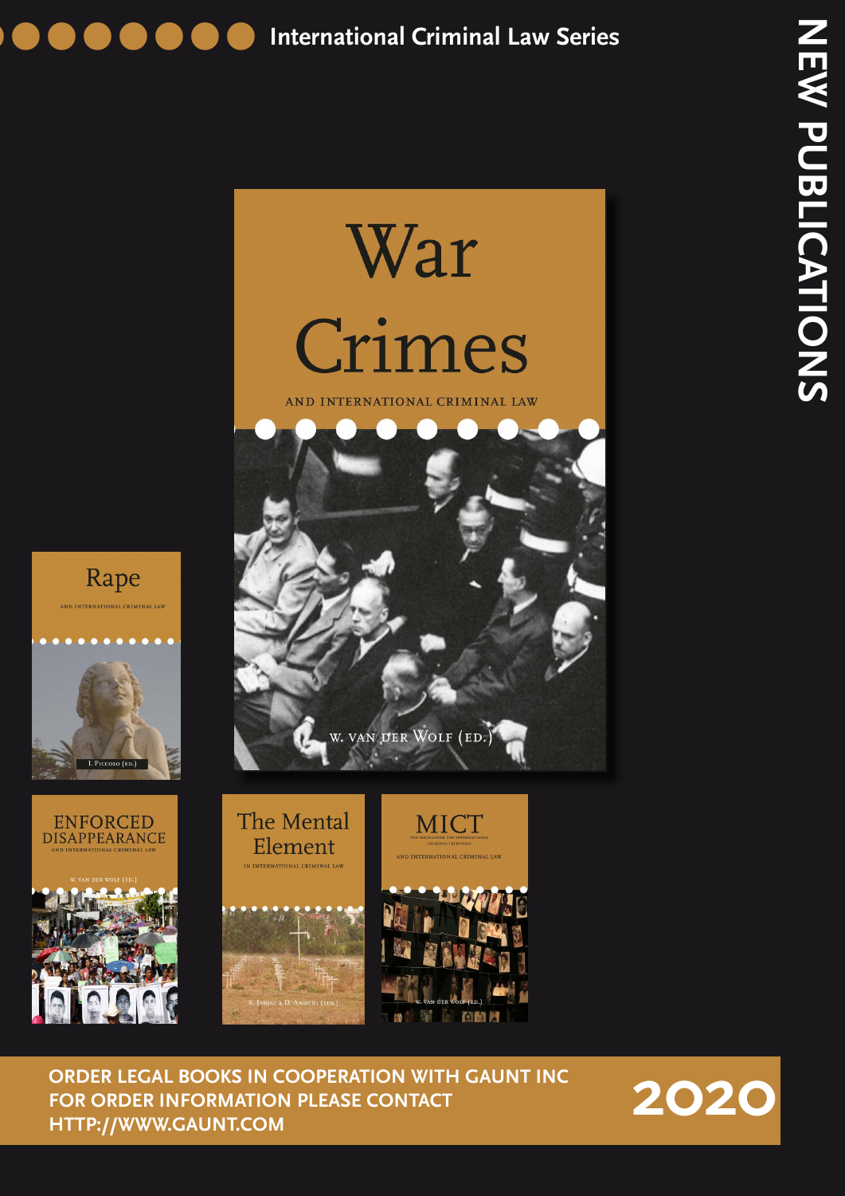# International Criminal Law Series

## NEW PUBLICATIONS

**War Crimes**
AND INTERNATIONAL CRIMINAL LAW
W. van der Wolf (ed.)

**Rape**
AND INTERNATIONAL CRIMINAL LAW
I. Piccolo (ed.)

**Enforced Disappearance**
AND INTERNATIONAL CRIMINAL LAW
W. van der Wolf (ed.)

**The Mental Element**
IN INTERNATIONAL CRIMINAL LAW
K. Janjac & D. Andoni (eds.)

**MICT**
THE MECHANISM FOR INTERNATIONAL CRIMINAL TRIBUNALS
AND INTERNATIONAL CRIMINAL LAW
W. van der Wolf (ed.)

ORDER LEGAL BOOKS IN COOPERATION WITH GAUNT INC
FOR ORDER INFORMATION PLEASE CONTACT
HTTP://WWW.GAUNT.COM

**2020**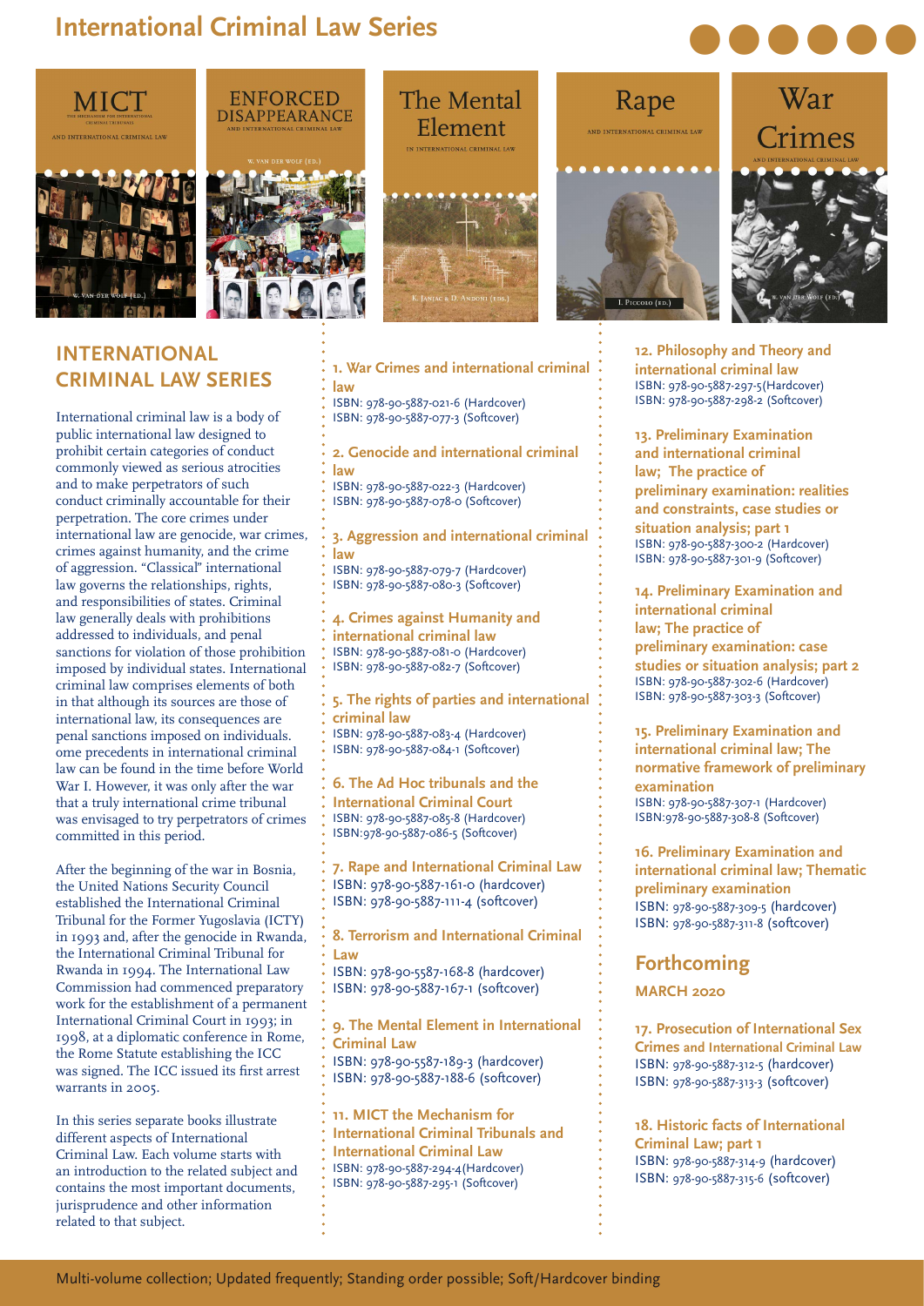# International Criminal Law Series

MICT
THE MECHANISM FOR INTERNATIONAL CRIMINAL TRIBUNALS
AND INTERNATIONAL CRIMINAL LAW
W. VAN DER WOLF (ED.)

ENFORCED DISAPPEARANCE
AND INTERNATIONAL CRIMINAL LAW
W. VAN DER WOLF (ED.)

The Mental Element
IN INTERNATIONAL CRIMINAL LAW
K. JANJAC & D. ANDONI (EDS.)

Rape
AND INTERNATIONAL CRIMINAL LAW
I. PICCOLO (ED.)

War Crimes
AND INTERNATIONAL CRIMINAL LAW
W. VAN DER WOLF (ED.)

## INTERNATIONAL CRIMINAL LAW SERIES

International criminal law is a body of public international law designed to prohibit certain categories of conduct commonly viewed as serious atrocities and to make perpetrators of such conduct criminally accountable for their perpetration. The core crimes under international law are genocide, war crimes, crimes against humanity, and the crime of aggression. "Classical" international law governs the relationships, rights, and responsibilities of states. Criminal law generally deals with prohibitions addressed to individuals, and penal sanctions for violation of those prohibition imposed by individual states. International criminal law comprises elements of both in that although its sources are those of international law, its consequences are penal sanctions imposed on individuals. ome precedents in international criminal law can be found in the time before World War I. However, it was only after the war that a truly international crime tribunal was envisaged to try perpetrators of crimes committed in this period.

After the beginning of the war in Bosnia, the United Nations Security Council established the International Criminal Tribunal for the Former Yugoslavia (ICTY) in 1993 and, after the genocide in Rwanda, the International Criminal Tribunal for Rwanda in 1994. The International Law Commission had commenced preparatory work for the establishment of a permanent International Criminal Court in 1993; in 1998, at a diplomatic conference in Rome, the Rome Statute establishing the ICC was signed. The ICC issued its first arrest warrants in 2005.

In this series separate books illustrate different aspects of International Criminal Law. Each volume starts with an introduction to the related subject and contains the most important documents, jurisprudence and other information related to that subject.

**1. War Crimes and international criminal law**
ISBN: 978-90-5887-021-6 (Hardcover)
ISBN: 978-90-5887-077-3 (Softcover)

**2. Genocide and international criminal law**
ISBN: 978-90-5887-022-3 (Hardcover)
ISBN: 978-90-5887-078-0 (Softcover)

**3. Aggression and international criminal law**
ISBN: 978-90-5887-079-7 (Hardcover)
ISBN: 978-90-5887-080-3 (Softcover)

**4. Crimes against Humanity and international criminal law**
ISBN: 978-90-5887-081-0 (Hardcover)
ISBN: 978-90-5887-082-7 (Softcover)

**5. The rights of parties and international criminal law**
ISBN: 978-90-5887-083-4 (Hardcover)
ISBN: 978-90-5887-084-1 (Softcover)

**6. The Ad Hoc tribunals and the International Criminal Court**
ISBN: 978-90-5887-085-8 (Hardcover)
ISBN:978-90-5887-086-5 (Softcover)

**7. Rape and International Criminal Law**
ISBN: 978-90-5887-161-0 (hardcover)
ISBN: 978-90-5887-111-4 (softcover)

**8. Terrorism and International Criminal Law**
ISBN: 978-90-5587-168-8 (hardcover)
ISBN: 978-90-5887-167-1 (softcover)

**9. The Mental Element in International Criminal Law**
ISBN: 978-90-5587-189-3 (hardcover)
ISBN: 978-90-5887-188-6 (softcover)

**11. MICT the Mechanism for International Criminal Tribunals and International Criminal Law**
ISBN: 978-90-5887-294-4(Hardcover)
ISBN: 978-90-5887-295-1 (Softcover)

**12. Philosophy and Theory and international criminal law**
ISBN: 978-90-5887-297-5(Hardcover)
ISBN: 978-90-5887-298-2 (Softcover)

**13. Preliminary Examination and international criminal law; The practice of preliminary examination: realities and constraints, case studies or situation analysis; part 1**
ISBN: 978-90-5887-300-2 (Hardcover)
ISBN: 978-90-5887-301-9 (Softcover)

**14. Preliminary Examination and international criminal law; The practice of preliminary examination: case studies or situation analysis; part 2**
ISBN: 978-90-5887-302-6 (Hardcover)
ISBN: 978-90-5887-303-3 (Softcover)

**15. Preliminary Examination and international criminal law; The normative framework of preliminary examination**
ISBN: 978-90-5887-307-1 (Hardcover)
ISBN:978-90-5887-308-8 (Softcover)

**16. Preliminary Examination and international criminal law; Thematic preliminary examination**
ISBN: 978-90-5887-309-5 (hardcover)
ISBN: 978-90-5887-311-8 (softcover)

## Forthcoming

**MARCH 2020**

**17. Prosecution of International Sex Crimes and International Criminal Law**
ISBN: 978-90-5887-312-5 (hardcover)
ISBN: 978-90-5887-313-3 (softcover)

**18. Historic facts of International Criminal Law; part 1**
ISBN: 978-90-5887-314-9 (hardcover)
ISBN: 978-90-5887-315-6 (softcover)

Multi-volume collection; Updated frequently; Standing order possible; Soft/Hardcover binding